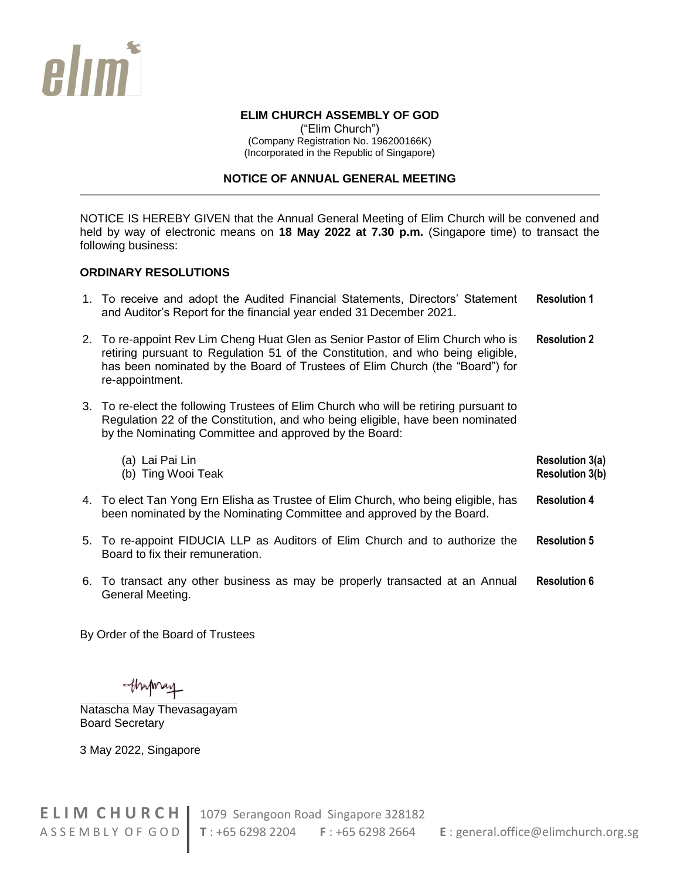**ELIM CHURCH ASSEMBLY OF GOD**
("Elim Church")
(Company Registration No. 196200166K)
(Incorporated in the Republic of Singapore)

## NOTICE OF ANNUAL GENERAL MEETING

NOTICE IS HEREBY GIVEN that the Annual General Meeting of Elim Church will be convened and held by way of electronic means on **18 May 2022 at 7.30 p.m.** (Singapore time) to transact the following business:

### ORDINARY RESOLUTIONS

1. To receive and adopt the Audited Financial Statements, Directors' Statement and Auditor's Report for the financial year ended 31 December 2021. **Resolution 1**

2. To re-appoint Rev Lim Cheng Huat Glen as Senior Pastor of Elim Church who is retiring pursuant to Regulation 51 of the Constitution, and who being eligible, has been nominated by the Board of Trustees of Elim Church (the "Board") for re-appointment. **Resolution 2**

3. To re-elect the following Trustees of Elim Church who will be retiring pursuant to Regulation 22 of the Constitution, and who being eligible, have been nominated by the Nominating Committee and approved by the Board:

   (a) Lai Pai Lin **Resolution 3(a)**
   (b) Ting Wooi Teak **Resolution 3(b)**

4. To elect Tan Yong Ern Elisha as Trustee of Elim Church, who being eligible, has been nominated by the Nominating Committee and approved by the Board. **Resolution 4**

5. To re-appoint FIDUCIA LLP as Auditors of Elim Church and to authorize the Board to fix their remuneration. **Resolution 5**

6. To transact any other business as may be properly transacted at an Annual General Meeting. **Resolution 6**

By Order of the Board of Trustees

Natascha May Thevasagayam
Board Secretary

3 May 2022, Singapore

**ELIM CHURCH** ASSEMBLY OF GOD | 1079 Serangoon Road Singapore 328182 | **T** : +65 6298 2204 **F** : +65 6298 2664 **E** : general.office@elimchurch.org.sg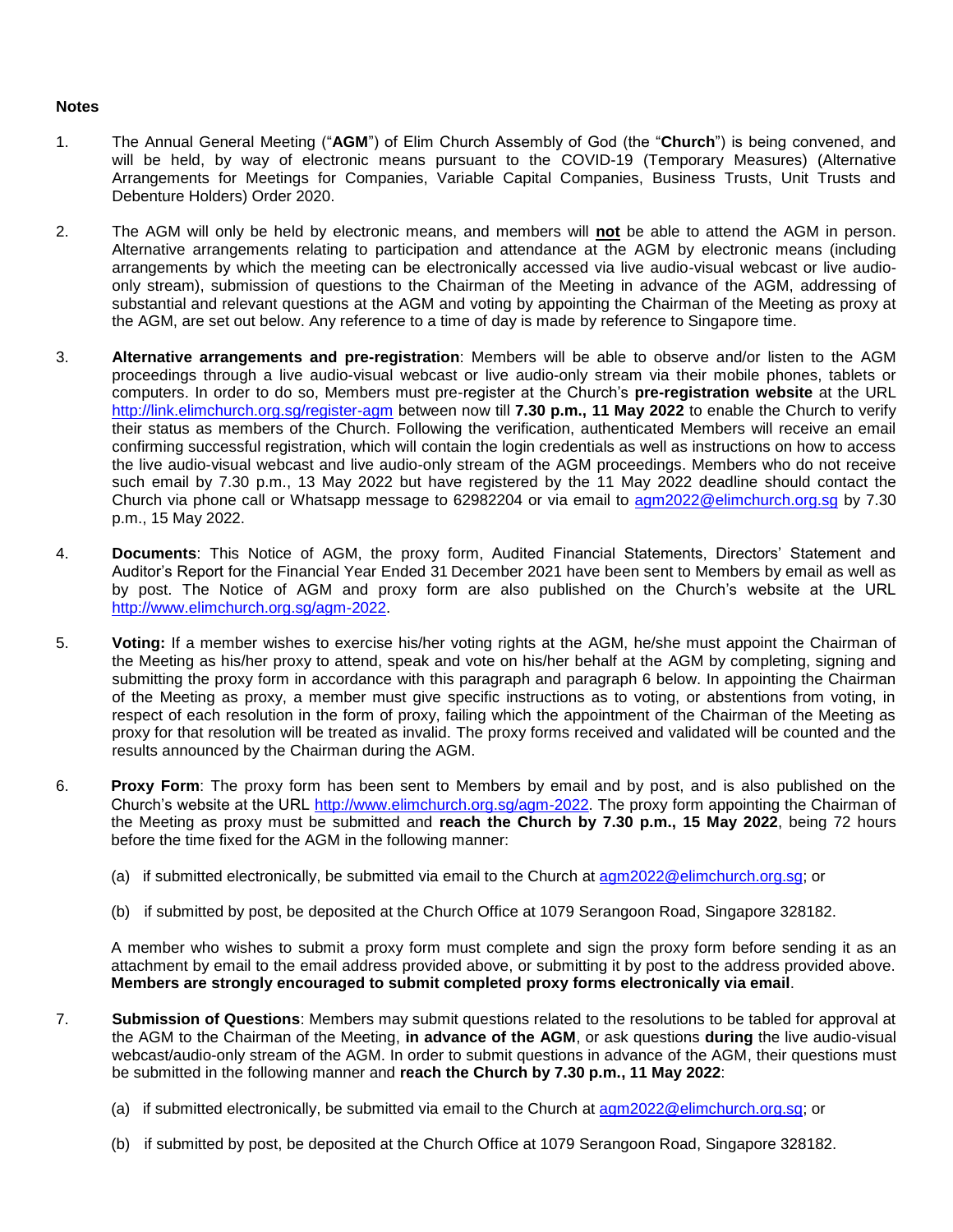**Notes**

1. The Annual General Meeting ("**AGM**") of Elim Church Assembly of God (the "**Church**") is being convened, and will be held, by way of electronic means pursuant to the COVID-19 (Temporary Measures) (Alternative Arrangements for Meetings for Companies, Variable Capital Companies, Business Trusts, Unit Trusts and Debenture Holders) Order 2020.

2. The AGM will only be held by electronic means, and members will **not** be able to attend the AGM in person. Alternative arrangements relating to participation and attendance at the AGM by electronic means (including arrangements by which the meeting can be electronically accessed via live audio-visual webcast or live audio-only stream), submission of questions to the Chairman of the Meeting in advance of the AGM, addressing of substantial and relevant questions at the AGM and voting by appointing the Chairman of the Meeting as proxy at the AGM, are set out below. Any reference to a time of day is made by reference to Singapore time.

3. **Alternative arrangements and pre-registration**: Members will be able to observe and/or listen to the AGM proceedings through a live audio-visual webcast or live audio-only stream via their mobile phones, tablets or computers. In order to do so, Members must pre-register at the Church's **pre-registration website** at the URL http://link.elimchurch.org.sg/register-agm between now till **7.30 p.m., 11 May 2022** to enable the Church to verify their status as members of the Church. Following the verification, authenticated Members will receive an email confirming successful registration, which will contain the login credentials as well as instructions on how to access the live audio-visual webcast and live audio-only stream of the AGM proceedings. Members who do not receive such email by 7.30 p.m., 13 May 2022 but have registered by the 11 May 2022 deadline should contact the Church via phone call or Whatsapp message to 62982204 or via email to agm2022@elimchurch.org.sg by 7.30 p.m., 15 May 2022.

4. **Documents**: This Notice of AGM, the proxy form, Audited Financial Statements, Directors' Statement and Auditor's Report for the Financial Year Ended 31 December 2021 have been sent to Members by email as well as by post. The Notice of AGM and proxy form are also published on the Church's website at the URL http://www.elimchurch.org.sg/agm-2022.

5. **Voting:** If a member wishes to exercise his/her voting rights at the AGM, he/she must appoint the Chairman of the Meeting as his/her proxy to attend, speak and vote on his/her behalf at the AGM by completing, signing and submitting the proxy form in accordance with this paragraph and paragraph 6 below. In appointing the Chairman of the Meeting as proxy, a member must give specific instructions as to voting, or abstentions from voting, in respect of each resolution in the form of proxy, failing which the appointment of the Chairman of the Meeting as proxy for that resolution will be treated as invalid. The proxy forms received and validated will be counted and the results announced by the Chairman during the AGM.

6. **Proxy Form**: The proxy form has been sent to Members by email and by post, and is also published on the Church's website at the URL http://www.elimchurch.org.sg/agm-2022. The proxy form appointing the Chairman of the Meeting as proxy must be submitted and **reach the Church by 7.30 p.m., 15 May 2022**, being 72 hours before the time fixed for the AGM in the following manner:

   (a) if submitted electronically, be submitted via email to the Church at agm2022@elimchurch.org.sg; or

   (b) if submitted by post, be deposited at the Church Office at 1079 Serangoon Road, Singapore 328182.

   A member who wishes to submit a proxy form must complete and sign the proxy form before sending it as an attachment by email to the email address provided above, or submitting it by post to the address provided above. **Members are strongly encouraged to submit completed proxy forms electronically via email**.

7. **Submission of Questions**: Members may submit questions related to the resolutions to be tabled for approval at the AGM to the Chairman of the Meeting, **in advance of the AGM**, or ask questions **during** the live audio-visual webcast/audio-only stream of the AGM. In order to submit questions in advance of the AGM, their questions must be submitted in the following manner and **reach the Church by 7.30 p.m., 11 May 2022**:

   (a) if submitted electronically, be submitted via email to the Church at agm2022@elimchurch.org.sg; or

   (b) if submitted by post, be deposited at the Church Office at 1079 Serangoon Road, Singapore 328182.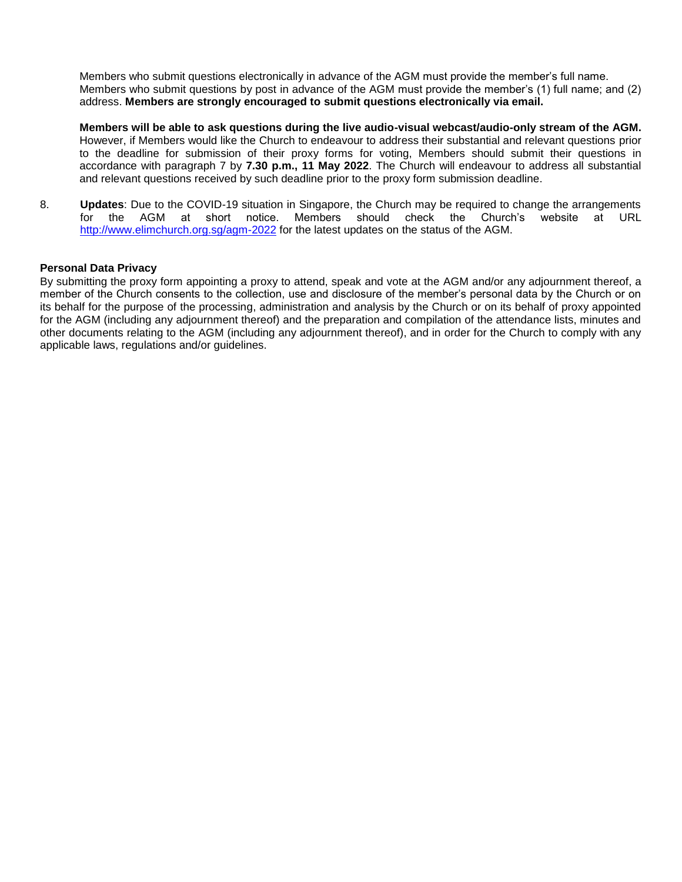Members who submit questions electronically in advance of the AGM must provide the member's full name. Members who submit questions by post in advance of the AGM must provide the member's (1) full name; and (2) address. **Members are strongly encouraged to submit questions electronically via email.**

**Members will be able to ask questions during the live audio-visual webcast/audio-only stream of the AGM.** However, if Members would like the Church to endeavour to address their substantial and relevant questions prior to the deadline for submission of their proxy forms for voting, Members should submit their questions in accordance with paragraph 7 by **7.30 p.m., 11 May 2022**. The Church will endeavour to address all substantial and relevant questions received by such deadline prior to the proxy form submission deadline.

8. **Updates**: Due to the COVID-19 situation in Singapore, the Church may be required to change the arrangements for the AGM at short notice. Members should check the Church's website at URL http://www.elimchurch.org.sg/agm-2022 for the latest updates on the status of the AGM.

**Personal Data Privacy**

By submitting the proxy form appointing a proxy to attend, speak and vote at the AGM and/or any adjournment thereof, a member of the Church consents to the collection, use and disclosure of the member's personal data by the Church or on its behalf for the purpose of the processing, administration and analysis by the Church or on its behalf of proxy appointed for the AGM (including any adjournment thereof) and the preparation and compilation of the attendance lists, minutes and other documents relating to the AGM (including any adjournment thereof), and in order for the Church to comply with any applicable laws, regulations and/or guidelines.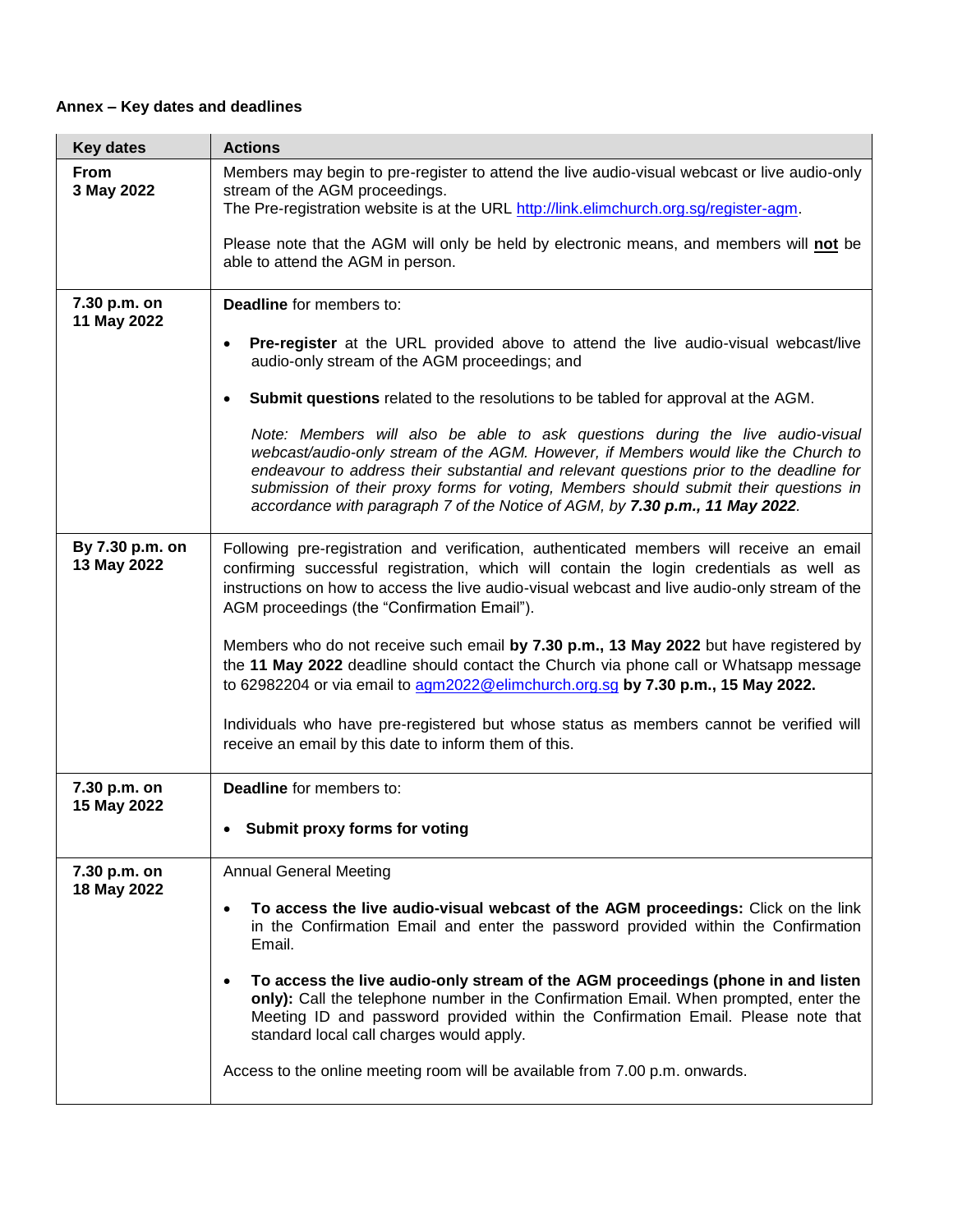**Annex – Key dates and deadlines**

| Key dates | Actions |
|---|---|
| **From 3 May 2022** | Members may begin to pre-register to attend the live audio-visual webcast or live audio-only stream of the AGM proceedings.<br>The Pre-registration website is at the URL http://link.elimchurch.org.sg/register-agm.<br><br>Please note that the AGM will only be held by electronic means, and members will **not** be able to attend the AGM in person. |
| **7.30 p.m. on 11 May 2022** | **Deadline** for members to:<br><br>• **Pre-register** at the URL provided above to attend the live audio-visual webcast/live audio-only stream of the AGM proceedings; and<br><br>• **Submit questions** related to the resolutions to be tabled for approval at the AGM.<br><br>*Note: Members will also be able to ask questions during the live audio-visual webcast/audio-only stream of the AGM. However, if Members would like the Church to endeavour to address their substantial and relevant questions prior to the deadline for submission of their proxy forms for voting, Members should submit their questions in accordance with paragraph 7 of the Notice of AGM, by **7.30 p.m., 11 May 2022**.* |
| **By 7.30 p.m. on 13 May 2022** | Following pre-registration and verification, authenticated members will receive an email confirming successful registration, which will contain the login credentials as well as instructions on how to access the live audio-visual webcast and live audio-only stream of the AGM proceedings (the "Confirmation Email").<br><br>Members who do not receive such email **by 7.30 p.m., 13 May 2022** but have registered by the **11 May 2022** deadline should contact the Church via phone call or Whatsapp message to 62982204 or via email to agm2022@elimchurch.org.sg **by 7.30 p.m., 15 May 2022.**<br><br>Individuals who have pre-registered but whose status as members cannot be verified will receive an email by this date to inform them of this. |
| **7.30 p.m. on 15 May 2022** | **Deadline** for members to:<br><br>• **Submit proxy forms for voting** |
| **7.30 p.m. on 18 May 2022** | Annual General Meeting<br><br>• **To access the live audio-visual webcast of the AGM proceedings:** Click on the link in the Confirmation Email and enter the password provided within the Confirmation Email.<br><br>• **To access the live audio-only stream of the AGM proceedings (phone in and listen only):** Call the telephone number in the Confirmation Email. When prompted, enter the Meeting ID and password provided within the Confirmation Email. Please note that standard local call charges would apply.<br><br>Access to the online meeting room will be available from 7.00 p.m. onwards. |